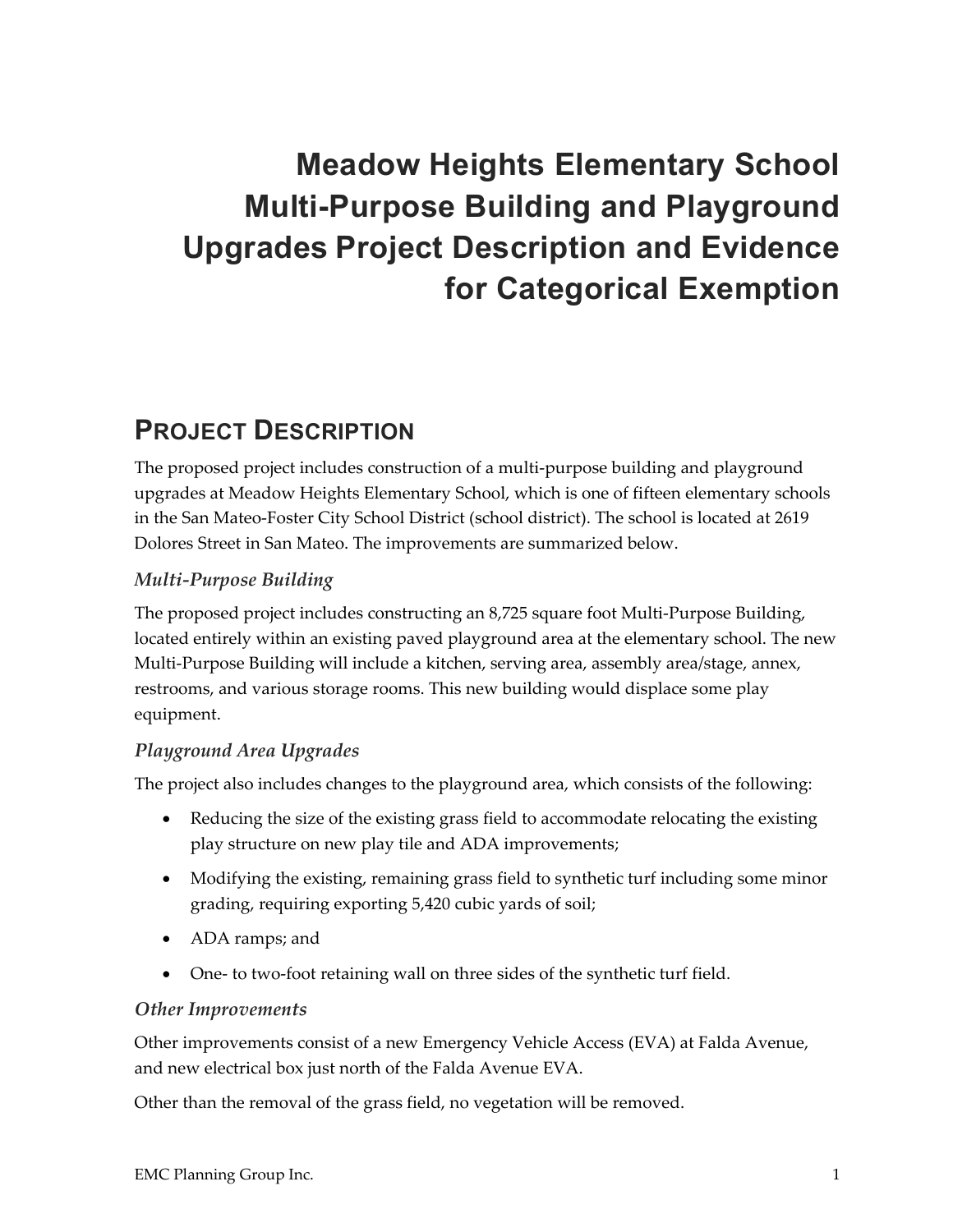# Meadow Heights Elementary School Multi-Purpose Building and Playground Upgrades Project Description and Evidence for Categorical Exemption

## PROJECT DESCRIPTION

The proposed project includes construction of a multi-purpose building and playground upgrades at Meadow Heights Elementary School, which is one of fifteen elementary schools in the San Mateo-Foster City School District (school district). The school is located at 2619 Dolores Street in San Mateo. The improvements are summarized below.

### *Multi-Purpose Building*

The proposed project includes constructing an 8,725 square foot Multi-Purpose Building, located entirely within an existing paved playground area at the elementary school. The new Multi-Purpose Building will include a kitchen, serving area, assembly area/stage, annex, restrooms, and various storage rooms. This new building would displace some play equipment.

### *Playground Area Upgrades*

The project also includes changes to the playground area, which consists of the following:

- Reducing the size of the existing grass field to accommodate relocating the existing play structure on new play tile and ADA improvements;
- Modifying the existing, remaining grass field to synthetic turf including some minor grading, requiring exporting 5,420 cubic yards of soil;
- ADA ramps; and
- One- to two-foot retaining wall on three sides of the synthetic turf field.

### *Other Improvements*

Other improvements consist of a new Emergency Vehicle Access (EVA) at Falda Avenue, and new electrical box just north of the Falda Avenue EVA.

Other than the removal of the grass field, no vegetation will be removed.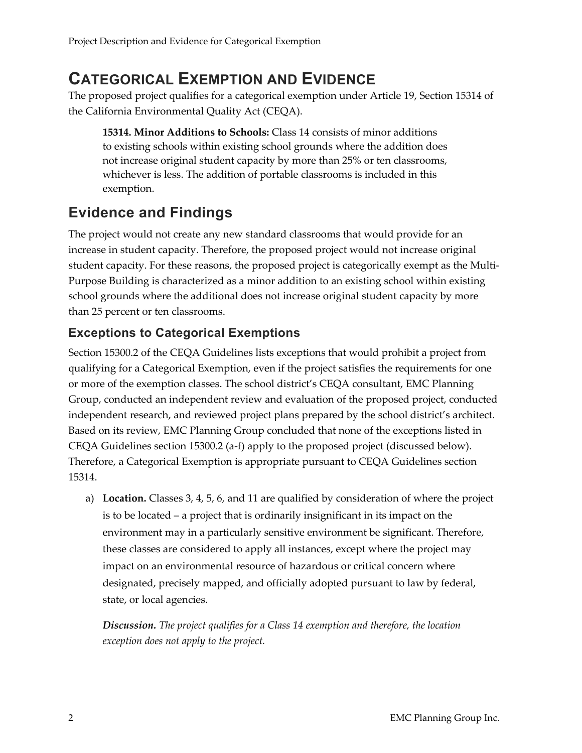# CATEGORICAL EXEMPTION AND EVIDENCE

The proposed project qualifies for a categorical exemption under Article 19, Section 15314 of the California Environmental Quality Act (CEQA).

> **15314. Minor Additions to Schools:** Class 14 consists of minor additions to existing schools within existing school grounds where the addition does not increase original student capacity by more than 25% or ten classrooms, whichever is less. The addition of portable classrooms is included in this exemption.

## Evidence and Findings

The project would not create any new standard classrooms that would provide for an increase in student capacity. Therefore, the proposed project would not increase original student capacity. For these reasons, the proposed project is categorically exempt as the Multi-Purpose Building is characterized as a minor addition to an existing school within existing school grounds where the additional does not increase original student capacity by more than 25 percent or ten classrooms.

### Exceptions to Categorical Exemptions

Section 15300.2 of the CEQA Guidelines lists exceptions that would prohibit a project from qualifying for a Categorical Exemption, even if the project satisfies the requirements for one or more of the exemption classes. The school district's CEQA consultant, EMC Planning Group, conducted an independent review and evaluation of the proposed project, conducted independent research, and reviewed project plans prepared by the school district's architect. Based on its review, EMC Planning Group concluded that none of the exceptions listed in CEQA Guidelines section 15300.2 (a-f) apply to the proposed project (discussed below). Therefore, a Categorical Exemption is appropriate pursuant to CEQA Guidelines section 15314.

a) **Location.** Classes 3, 4, 5, 6, and 11 are qualified by consideration of where the project is to be located – a project that is ordinarily insignificant in its impact on the environment may in a particularly sensitive environment be significant. Therefore, these classes are considered to apply all instances, except where the project may impact on an environmental resource of hazardous or critical concern where designated, precisely mapped, and officially adopted pursuant to law by federal, state, or local agencies.

   ***Discussion.*** *The project qualifies for a Class 14 exemption and therefore, the location exception does not apply to the project.*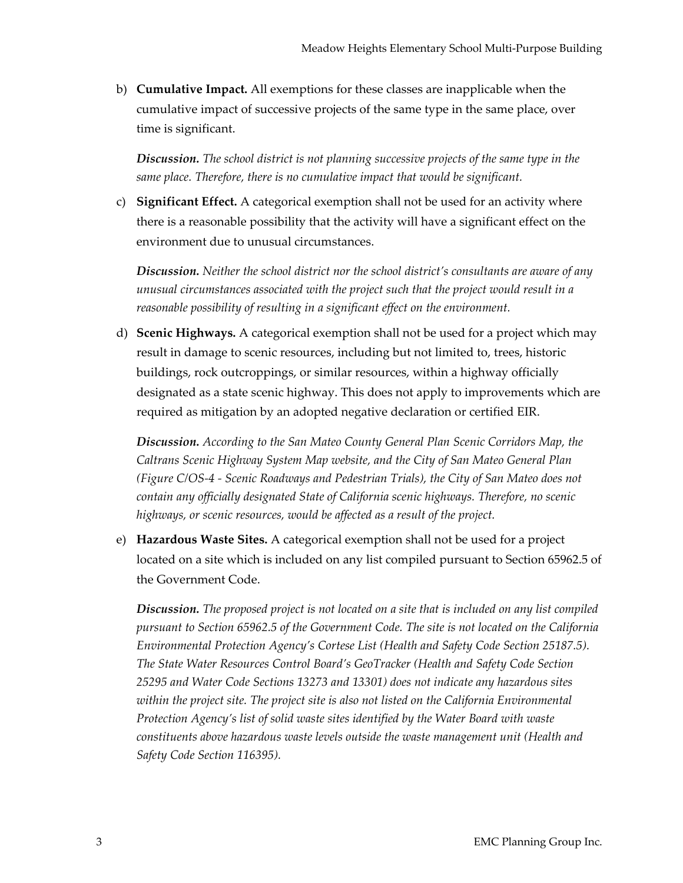b) **Cumulative Impact.** All exemptions for these classes are inapplicable when the cumulative impact of successive projects of the same type in the same place, over time is significant.

   ***Discussion.*** *The school district is not planning successive projects of the same type in the same place. Therefore, there is no cumulative impact that would be significant.*

c) **Significant Effect.** A categorical exemption shall not be used for an activity where there is a reasonable possibility that the activity will have a significant effect on the environment due to unusual circumstances.

   ***Discussion.*** *Neither the school district nor the school district's consultants are aware of any unusual circumstances associated with the project such that the project would result in a reasonable possibility of resulting in a significant effect on the environment.*

d) **Scenic Highways.** A categorical exemption shall not be used for a project which may result in damage to scenic resources, including but not limited to, trees, historic buildings, rock outcroppings, or similar resources, within a highway officially designated as a state scenic highway. This does not apply to improvements which are required as mitigation by an adopted negative declaration or certified EIR.

   ***Discussion.*** *According to the San Mateo County General Plan Scenic Corridors Map, the Caltrans Scenic Highway System Map website, and the City of San Mateo General Plan (Figure C/OS-4 - Scenic Roadways and Pedestrian Trials), the City of San Mateo does not contain any officially designated State of California scenic highways. Therefore, no scenic highways, or scenic resources, would be affected as a result of the project.*

e) **Hazardous Waste Sites.** A categorical exemption shall not be used for a project located on a site which is included on any list compiled pursuant to Section 65962.5 of the Government Code.

   ***Discussion.*** *The proposed project is not located on a site that is included on any list compiled pursuant to Section 65962.5 of the Government Code. The site is not located on the California Environmental Protection Agency's Cortese List (Health and Safety Code Section 25187.5). The State Water Resources Control Board's GeoTracker (Health and Safety Code Section 25295 and Water Code Sections 13273 and 13301) does not indicate any hazardous sites within the project site. The project site is also not listed on the California Environmental Protection Agency's list of solid waste sites identified by the Water Board with waste constituents above hazardous waste levels outside the waste management unit (Health and Safety Code Section 116395).*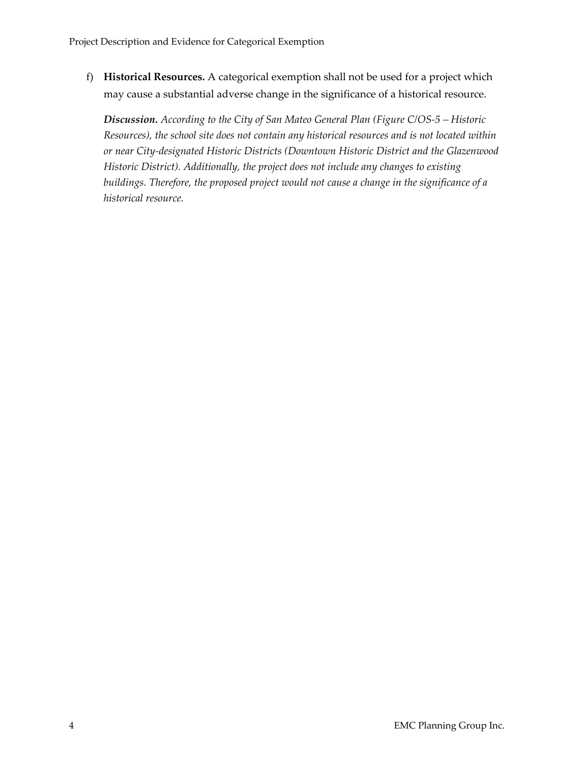f) **Historical Resources.** A categorical exemption shall not be used for a project which may cause a substantial adverse change in the significance of a historical resource.

***Discussion.*** *According to the City of San Mateo General Plan (Figure C/OS-5 – Historic Resources), the school site does not contain any historical resources and is not located within or near City-designated Historic Districts (Downtown Historic District and the Glazenwood Historic District). Additionally, the project does not include any changes to existing buildings. Therefore, the proposed project would not cause a change in the significance of a historical resource.*